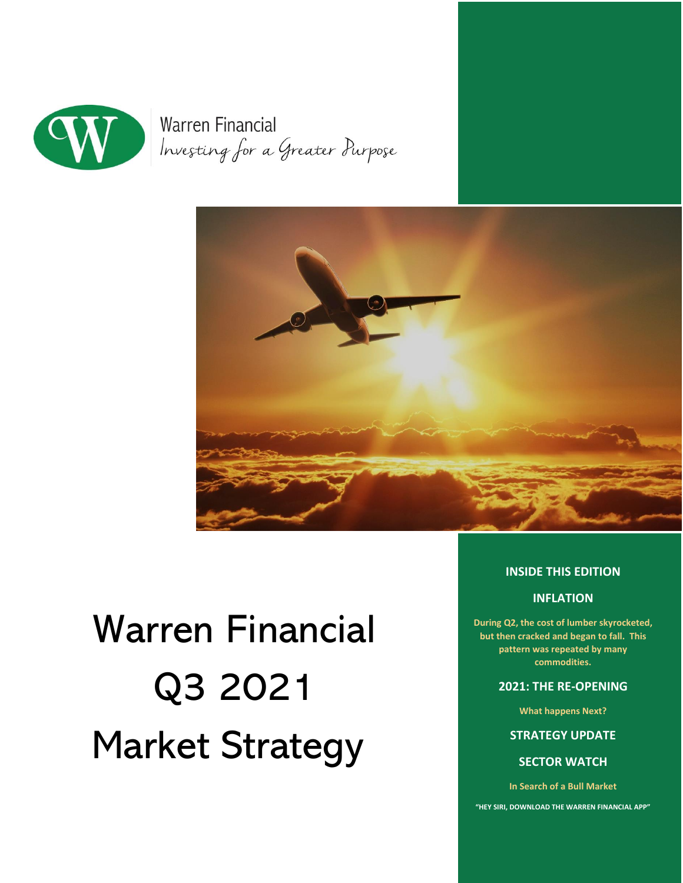Warren Financial

*Investing for a Greater Purpose*

# Warren Financial Q3 2021 Market Strategy

**INSIDE THIS EDITION**

**INFLATION**

**During Q2, the cost of lumber skyrocketed, but then cracked and began to fall. This pattern was repeated by many commodities.**

**2021: THE RE-OPENING**

**What happens Next?**

**STRATEGY UPDATE**

**SECTOR WATCH**

**In Search of a Bull Market**

**"HEY SIRI, DOWNLOAD THE WARREN FINANCIAL APP"**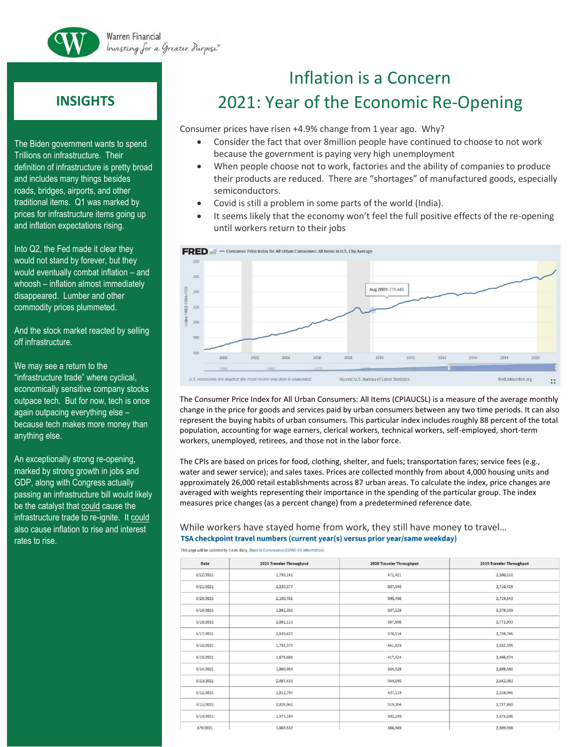Warren Financial
Investing for a Greater Purpose®

## INSIGHTS

The Biden government wants to spend Trillions on infrastructure. Their definition of infrastructure is pretty broad and includes many things besides roads, bridges, airports, and other traditional items. Q1 was marked by prices for infrastructure items going up and inflation expectations rising.

Into Q2, the Fed made it clear they would not stand by forever, but they would eventually combat inflation – and whoosh – inflation almost immediately disappeared. Lumber and other commodity prices plummeted.

And the stock market reacted by selling off infrastructure.

We may see a return to the "infrastructure trade" where cyclical, economically sensitive company stocks outpace tech. But for now, tech is once again outpacing everything else – because tech makes more money than anything else.

An exceptionally strong re-opening, marked by strong growth in jobs and GDP, along with Congress actually passing an infrastructure bill would likely be the catalyst that could cause the infrastructure trade to re-ignite. It could also cause inflation to rise and interest rates to rise.

# Inflation is a Concern
# 2021: Year of the Economic Re-Opening

Consumer prices have risen +4.9% change from 1 year ago. Why?

- Consider the fact that over 8million people have continued to choose to not work because the government is paying very high unemployment
- When people choose not to work, factories and the ability of companies to produce their products are reduced. There are "shortages" of manufactured goods, especially semiconductors.
- Covid is still a problem in some parts of the world (India).
- It seems likely that the economy won't feel the full positive effects of the re-opening until workers return to their jobs

FRED — Consumer Price Index for All Urban Consumers: All Items in U.S. City Average

Aug 2009: 215.445

U.S. recessions are shaded; the most recent end date is undecided. Source: U.S. Bureau of Labor Statistics fred.stlouisfed.org

The Consumer Price Index for All Urban Consumers: All Items (CPIAUCSL) is a measure of the average monthly change in the price for goods and services paid by urban consumers between any two time periods. It can also represent the buying habits of urban consumers. This particular index includes roughly 88 percent of the total population, accounting for wage earners, clerical workers, technical workers, self-employed, short-term workers, unemployed, retirees, and those not in the labor force.

The CPIs are based on prices for food, clothing, shelter, and fuels; transportation fares; service fees (e.g., water and sewer service); and sales taxes. Prices are collected monthly from about 4,000 housing units and approximately 26,000 retail establishments across 87 urban areas. To calculate the index, price changes are averaged with weights representing their importance in the spending of the particular group. The index measures price changes (as a percent change) from a predetermined reference date.

While workers have stayed home from work, they still have money to travel…

**TSA checkpoint travel numbers (current year(s) versus prior year/same weekday)**

This page will be updated by 9 a.m. daily. (Back to Coronavirus (COVID-19) information)

| Date | 2021 Traveler Throughput | 2020 Traveler Throughput | 2019 Traveler Throughput |
|---|---|---|---|
| 6/22/2021 | 1,795,141 | 471,421 | 2,506,510 |
| 6/21/2021 | 2,030,577 | 607,540 | 2,716,428 |
| 6/20/2021 | 2,100,761 | 590,456 | 2,719,643 |
| 6/19/2021 | 1,882,381 | 507,129 | 2,378,559 |
| 6/18/2021 | 2,081,115 | 587,908 | 2,772,903 |
| 6/17/2021 | 2,039,425 | 576,514 | 2,728,786 |
| 6/16/2021 | 1,792,370 | 441,829 | 2,552,395 |
| 6/15/2021 | 1,678,688 | 417,924 | 2,466,574 |
| 6/14/2021 | 1,800,954 | 534,528 | 2,699,580 |
| 6/13/2021 | 2,097,433 | 544,046 | 2,642,083 |
| 6/12/2021 | 1,812,797 | 437,119 | 2,318,946 |
| 6/11/2021 | 2,028,961 | 519,304 | 2,727,860 |
| 6/10/2021 | 1,975,189 | 502,209 | 2,675,686 |
| 6/9/2021 | 1,669,537 | 386,969 | 2,509,058 |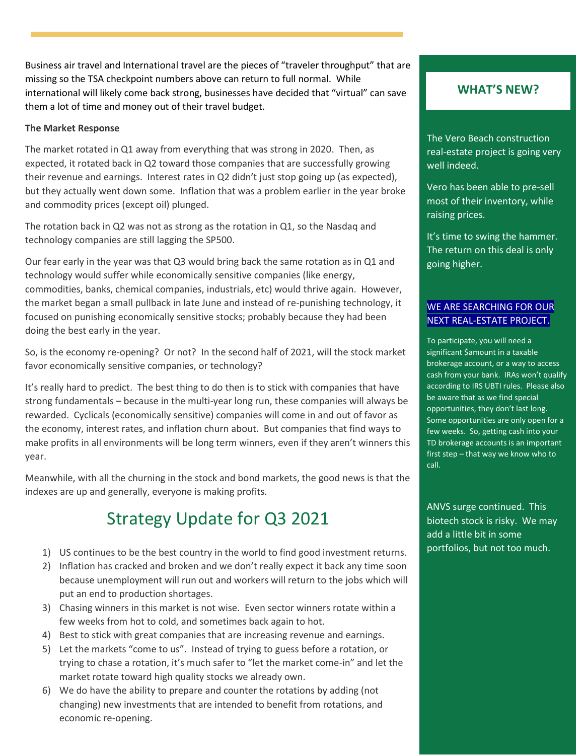Business air travel and International travel are the pieces of "traveler throughput" that are missing so the TSA checkpoint numbers above can return to full normal. While international will likely come back strong, businesses have decided that "virtual" can save them a lot of time and money out of their travel budget.

**The Market Response**

The market rotated in Q1 away from everything that was strong in 2020. Then, as expected, it rotated back in Q2 toward those companies that are successfully growing their revenue and earnings. Interest rates in Q2 didn't just stop going up (as expected), but they actually went down some. Inflation that was a problem earlier in the year broke and commodity prices (except oil) plunged.

The rotation back in Q2 was not as strong as the rotation in Q1, so the Nasdaq and technology companies are still lagging the SP500.

Our fear early in the year was that Q3 would bring back the same rotation as in Q1 and technology would suffer while economically sensitive companies (like energy, commodities, banks, chemical companies, industrials, etc) would thrive again. However, the market began a small pullback in late June and instead of re-punishing technology, it focused on punishing economically sensitive stocks; probably because they had been doing the best early in the year.

So, is the economy re-opening? Or not? In the second half of 2021, will the stock market favor economically sensitive companies, or technology?

It's really hard to predict. The best thing to do then is to stick with companies that have strong fundamentals – because in the multi-year long run, these companies will always be rewarded. Cyclicals (economically sensitive) companies will come in and out of favor as the economy, interest rates, and inflation churn about. But companies that find ways to make profits in all environments will be long term winners, even if they aren't winners this year.

Meanwhile, with all the churning in the stock and bond markets, the good news is that the indexes are up and generally, everyone is making profits.

## Strategy Update for Q3 2021

1) US continues to be the best country in the world to find good investment returns.
2) Inflation has cracked and broken and we don't really expect it back any time soon because unemployment will run out and workers will return to the jobs which will put an end to production shortages.
3) Chasing winners in this market is not wise. Even sector winners rotate within a few weeks from hot to cold, and sometimes back again to hot.
4) Best to stick with great companies that are increasing revenue and earnings.
5) Let the markets "come to us". Instead of trying to guess before a rotation, or trying to chase a rotation, it's much safer to "let the market come-in" and let the market rotate toward high quality stocks we already own.
6) We do have the ability to prepare and counter the rotations by adding (not changing) new investments that are intended to benefit from rotations, and economic re-opening.

## WHAT'S NEW?

The Vero Beach construction real-estate project is going very well indeed.

Vero has been able to pre-sell most of their inventory, while raising prices.

It's time to swing the hammer. The return on this deal is only going higher.

**WE ARE SEARCHING FOR OUR NEXT REAL-ESTATE PROJECT.**

To participate, you will need a significant $amount in a taxable brokerage account, or a way to access cash from your bank. IRAs won't qualify according to IRS UBTI rules. Please also be aware that as we find special opportunities, they don't last long. Some opportunities are only open for a few weeks. So, getting cash into your TD brokerage accounts is an important first step – that way we know who to call.

ANVS surge continued. This biotech stock is risky. We may add a little bit in some portfolios, but not too much.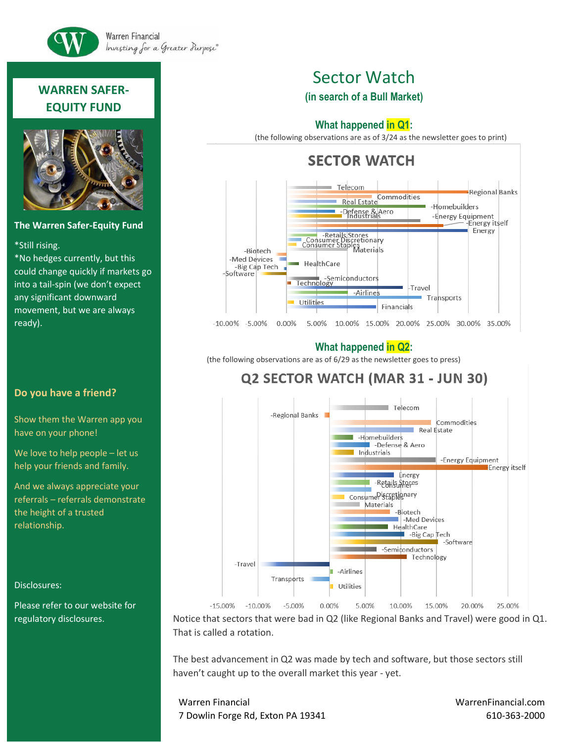Warren Financial
Investing for a Greater Purpose®

## WARREN SAFER-EQUITY FUND

**The Warren Safer-Equity Fund**

*Still rising.
*No hedges currently, but this could change quickly if markets go into a tail-spin (we don't expect any significant downward movement, but we are always ready).

**Do you have a friend?**

Show them the Warren app you have on your phone!

We love to help people – let us help your friends and family.

And we always appreciate your referrals – referrals demonstrate the height of a trusted relationship.

Disclosures:

Please refer to our website for regulatory disclosures.

# Sector Watch

**(in search of a Bull Market)**

**What happened in Q1:**

(the following observations are as of 3/24 as the newsletter goes to print)

SECTOR WATCH

Telecom
Regional Banks
Commodities
Real Estate
-Homebuilders
-Defense & Aero
Industrials
-Energy Equipment
-Energy itself
Energy
-Retails Stores
Consumer Discretionary
Consumer Staples
Materials
-Biotech
-Med Devices
HealthCare
-Big Cap Tech
-Software
-Semiconductors
Technology
-Travel
-Airlines
Transports
Utilities
Financials

-10.00% -5.00% 0.00% 5.00% 10.00% 15.00% 20.00% 25.00% 30.00% 35.00%

**What happened in Q2:**

(the following observations are as of 6/29 as the newsletter goes to press)

Q2 SECTOR WATCH (MAR 31 - JUN 30)

Telecom
-Regional Banks
Commodities
Real Estate
-Homebuilders
-Defense & Aero
Industrials
-Energy Equipment
Energy itself
Energy
-Retails Stores
Consumer Discretionary
Consumer Staples
Materials
-Biotech
-Med Devices
HealthCare
-Big Cap Tech
-Software
-Semiconductors
Technology
-Travel
-Airlines
Transports
Utilities

-15.00% -10.00% -5.00% 0.00% 5.00% 10.00% 15.00% 20.00% 25.00%

Notice that sectors that were bad in Q2 (like Regional Banks and Travel) were good in Q1. That is called a rotation.

The best advancement in Q2 was made by tech and software, but those sectors still haven't caught up to the overall market this year - yet.

Warren Financial
7 Dowlin Forge Rd, Exton PA 19341

WarrenFinancial.com
610-363-2000